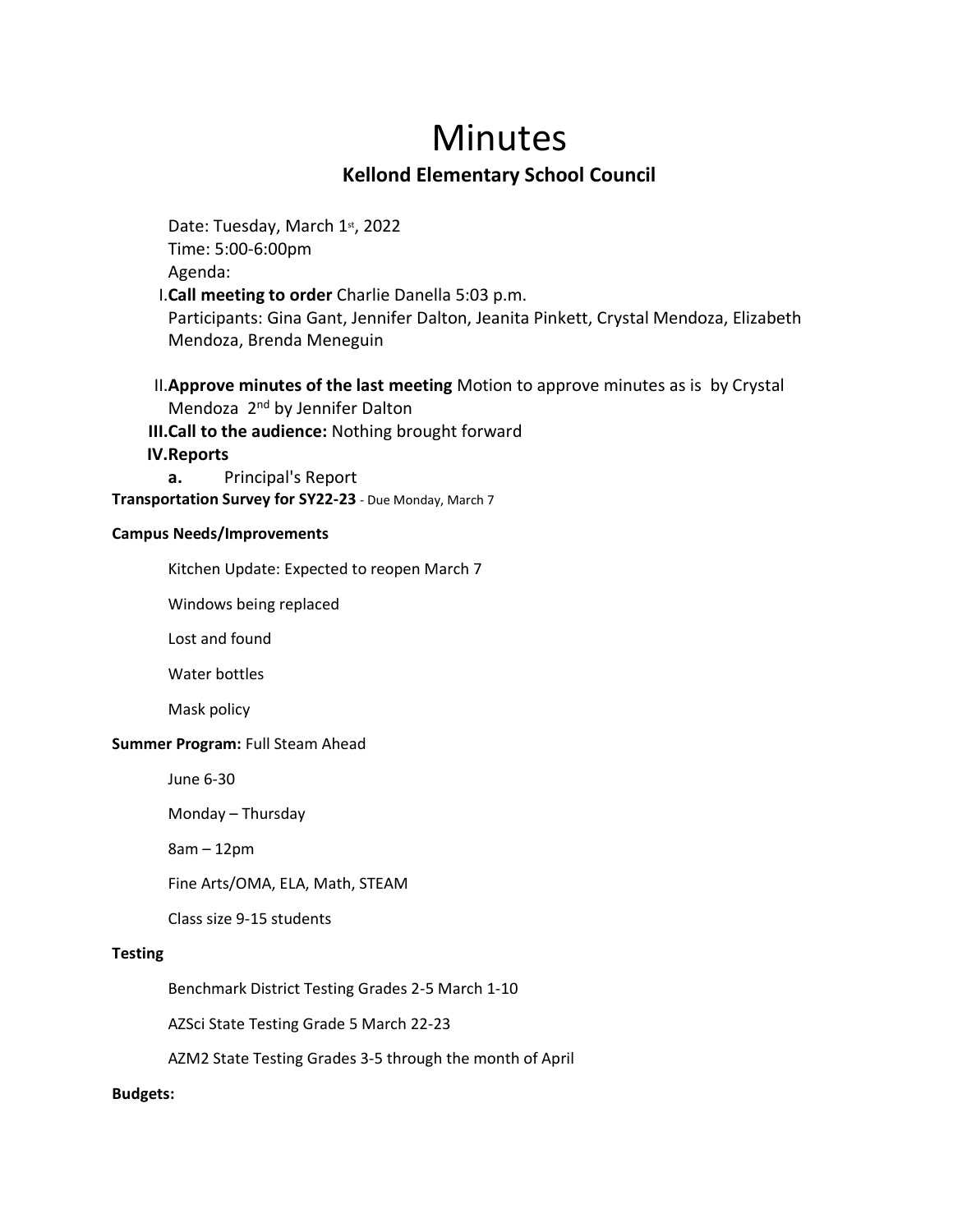# Minutes

## Kellond Elementary School Council

Date: Tuesday, March 1st, 2022
Time: 5:00-6:00pm
Agenda:

I. **Call meeting to order** Charlie Danella 5:03 p.m.
Participants: Gina Gant, Jennifer Dalton, Jeanita Pinkett, Crystal Mendoza, Elizabeth Mendoza, Brenda Meneguin

II. **Approve minutes of the last meeting** Motion to approve minutes as is by Crystal Mendoza 2nd by Jennifer Dalton

III. **Call to the audience:** Nothing brought forward

IV. **Reports**

a. Principal's Report

**Transportation Survey for SY22-23** - Due Monday, March 7

**Campus Needs/Improvements**

Kitchen Update: Expected to reopen March 7

Windows being replaced

Lost and found

Water bottles

Mask policy

**Summer Program:** Full Steam Ahead

June 6-30

Monday – Thursday

8am – 12pm

Fine Arts/OMA, ELA, Math, STEAM

Class size 9-15 students

**Testing**

Benchmark District Testing Grades 2-5 March 1-10

AZSci State Testing Grade 5 March 22-23

AZM2 State Testing Grades 3-5 through the month of April

**Budgets:**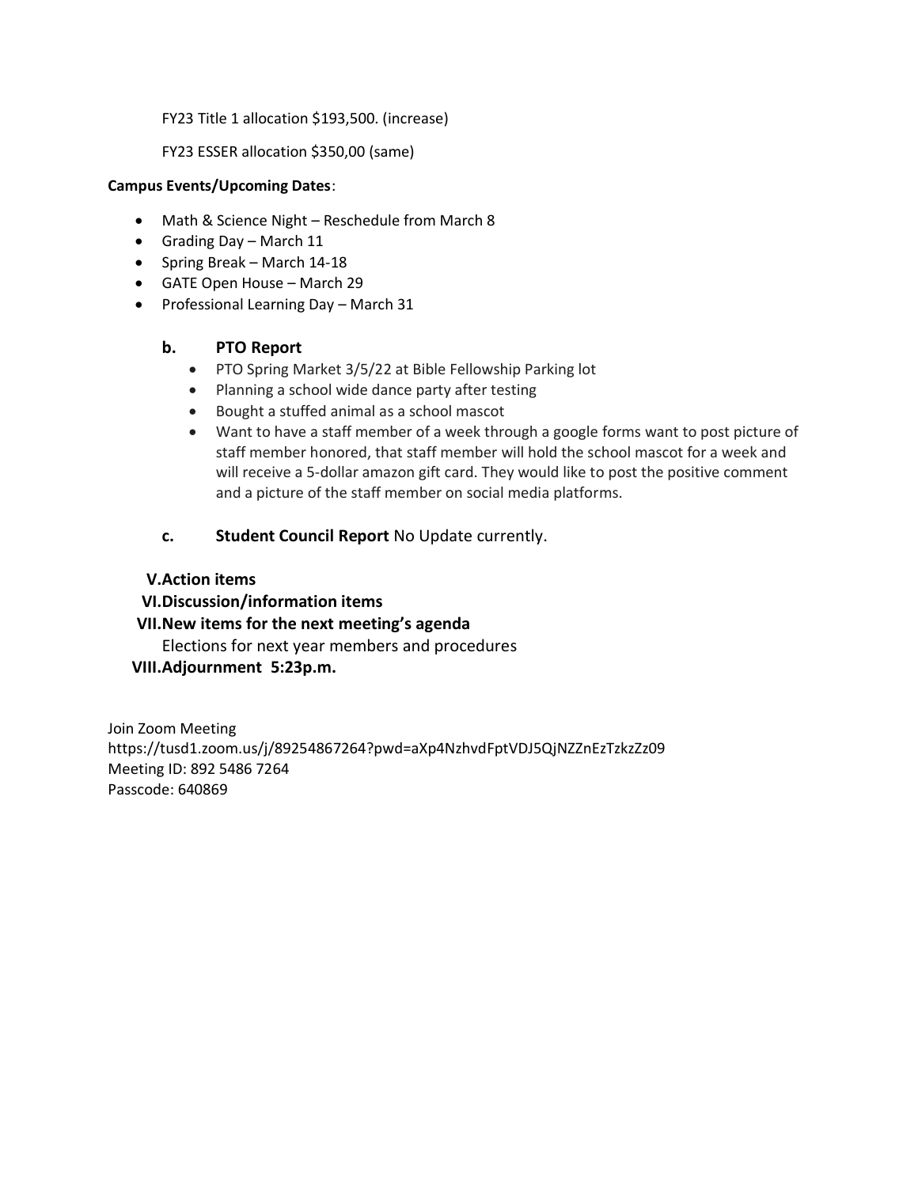FY23 Title 1 allocation $193,500. (increase)

FY23 ESSER allocation $350,00 (same)

**Campus Events/Upcoming Dates**:

- Math & Science Night – Reschedule from March 8
- Grading Day – March 11
- Spring Break – March 14-18
- GATE Open House – March 29
- Professional Learning Day – March 31

**b. PTO Report**

- PTO Spring Market 3/5/22 at Bible Fellowship Parking lot
- Planning a school wide dance party after testing
- Bought a stuffed animal as a school mascot
- Want to have a staff member of a week through a google forms want to post picture of staff member honored, that staff member will hold the school mascot for a week and will receive a 5-dollar amazon gift card. They would like to post the positive comment and a picture of the staff member on social media platforms.

**c. Student Council Report** No Update currently.

**V. Action items**

**VI. Discussion/information items**

**VII. New items for the next meeting's agenda**

Elections for next year members and procedures

**VIII. Adjournment 5:23p.m.**

Join Zoom Meeting
https://tusd1.zoom.us/j/89254867264?pwd=aXp4NzhvdFptVDJ5QjNZZnEzTzkzZz09
Meeting ID: 892 5486 7264
Passcode: 640869